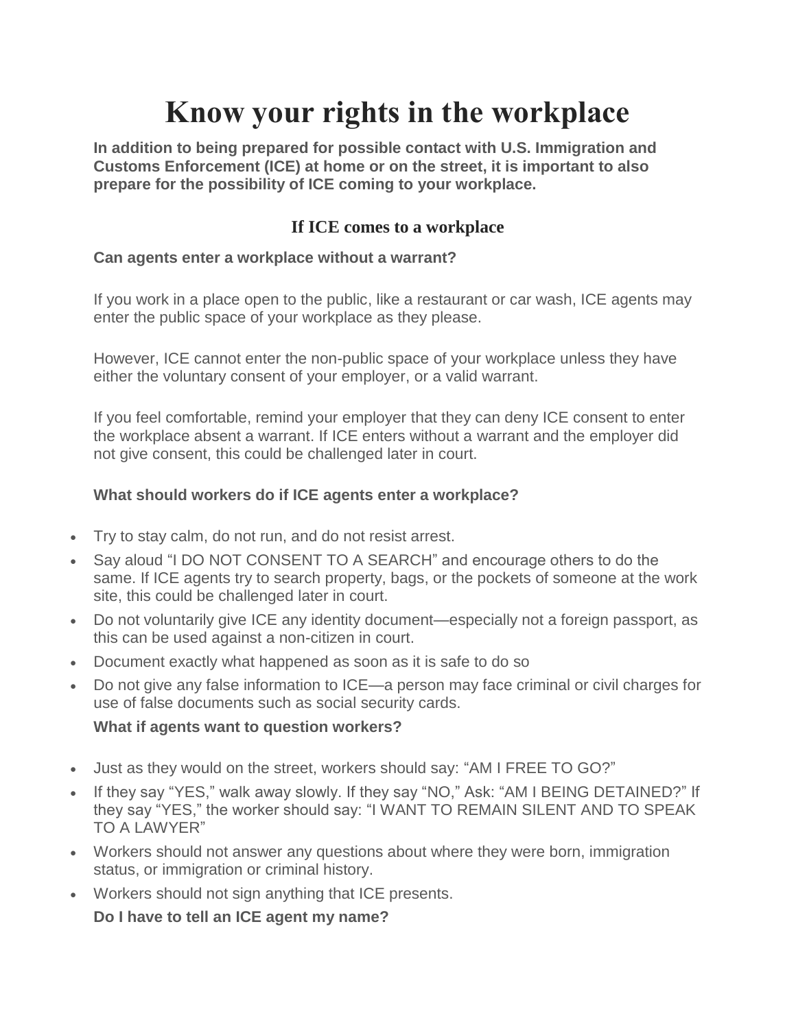# Know your rights in the workplace

**In addition to being prepared for possible contact with U.S. Immigration and Customs Enforcement (ICE) at home or on the street, it is important to also prepare for the possibility of ICE coming to your workplace.**

## If ICE comes to a workplace

**Can agents enter a workplace without a warrant?**

If you work in a place open to the public, like a restaurant or car wash, ICE agents may enter the public space of your workplace as they please.

However, ICE cannot enter the non-public space of your workplace unless they have either the voluntary consent of your employer, or a valid warrant.

If you feel comfortable, remind your employer that they can deny ICE consent to enter the workplace absent a warrant. If ICE enters without a warrant and the employer did not give consent, this could be challenged later in court.

**What should workers do if ICE agents enter a workplace?**

- Try to stay calm, do not run, and do not resist arrest.
- Say aloud "I DO NOT CONSENT TO A SEARCH" and encourage others to do the same. If ICE agents try to search property, bags, or the pockets of someone at the work site, this could be challenged later in court.
- Do not voluntarily give ICE any identity document—especially not a foreign passport, as this can be used against a non-citizen in court.
- Document exactly what happened as soon as it is safe to do so
- Do not give any false information to ICE—a person may face criminal or civil charges for use of false documents such as social security cards.

**What if agents want to question workers?**

- Just as they would on the street, workers should say: "AM I FREE TO GO?"
- If they say "YES," walk away slowly. If they say "NO," Ask: "AM I BEING DETAINED?" If they say "YES," the worker should say: "I WANT TO REMAIN SILENT AND TO SPEAK TO A LAWYER"
- Workers should not answer any questions about where they were born, immigration status, or immigration or criminal history.
- Workers should not sign anything that ICE presents.

**Do I have to tell an ICE agent my name?**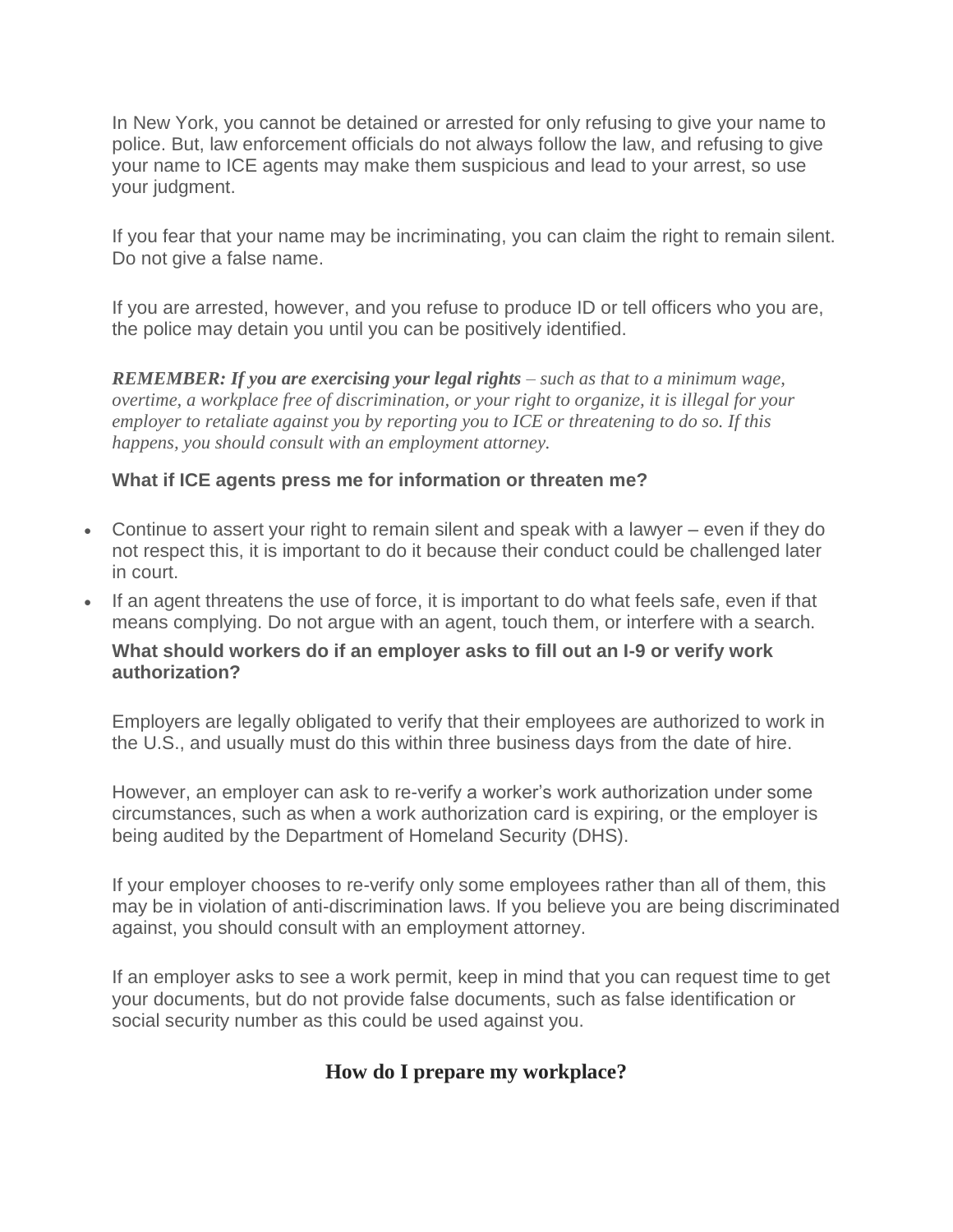In New York, you cannot be detained or arrested for only refusing to give your name to police. But, law enforcement officials do not always follow the law, and refusing to give your name to ICE agents may make them suspicious and lead to your arrest, so use your judgment.

If you fear that your name may be incriminating, you can claim the right to remain silent. Do not give a false name.

If you are arrested, however, and you refuse to produce ID or tell officers who you are, the police may detain you until you can be positively identified.

***REMEMBER: If you are exercising your legal rights*** *– such as that to a minimum wage, overtime, a workplace free of discrimination, or your right to organize, it is illegal for your employer to retaliate against you by reporting you to ICE or threatening to do so. If this happens, you should consult with an employment attorney.*

**What if ICE agents press me for information or threaten me?**

- Continue to assert your right to remain silent and speak with a lawyer – even if they do not respect this, it is important to do it because their conduct could be challenged later in court.
- If an agent threatens the use of force, it is important to do what feels safe, even if that means complying. Do not argue with an agent, touch them, or interfere with a search.

**What should workers do if an employer asks to fill out an I-9 or verify work authorization?**

Employers are legally obligated to verify that their employees are authorized to work in the U.S., and usually must do this within three business days from the date of hire.

However, an employer can ask to re-verify a worker's work authorization under some circumstances, such as when a work authorization card is expiring, or the employer is being audited by the Department of Homeland Security (DHS).

If your employer chooses to re-verify only some employees rather than all of them, this may be in violation of anti-discrimination laws. If you believe you are being discriminated against, you should consult with an employment attorney.

If an employer asks to see a work permit, keep in mind that you can request time to get your documents, but do not provide false documents, such as false identification or social security number as this could be used against you.

## How do I prepare my workplace?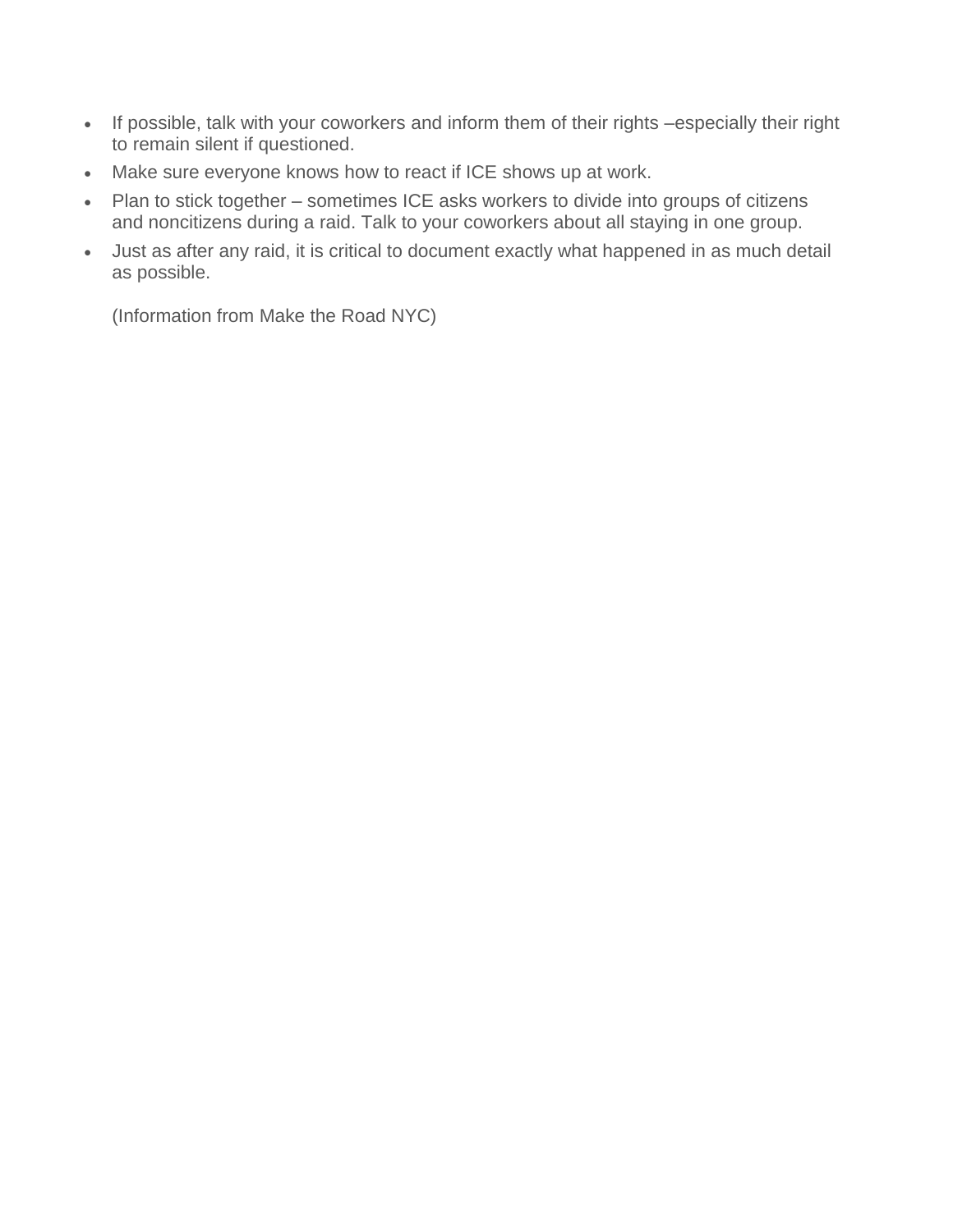- If possible, talk with your coworkers and inform them of their rights –especially their right to remain silent if questioned.
- Make sure everyone knows how to react if ICE shows up at work.
- Plan to stick together – sometimes ICE asks workers to divide into groups of citizens and noncitizens during a raid. Talk to your coworkers about all staying in one group.
- Just as after any raid, it is critical to document exactly what happened in as much detail as possible.

  (Information from Make the Road NYC)